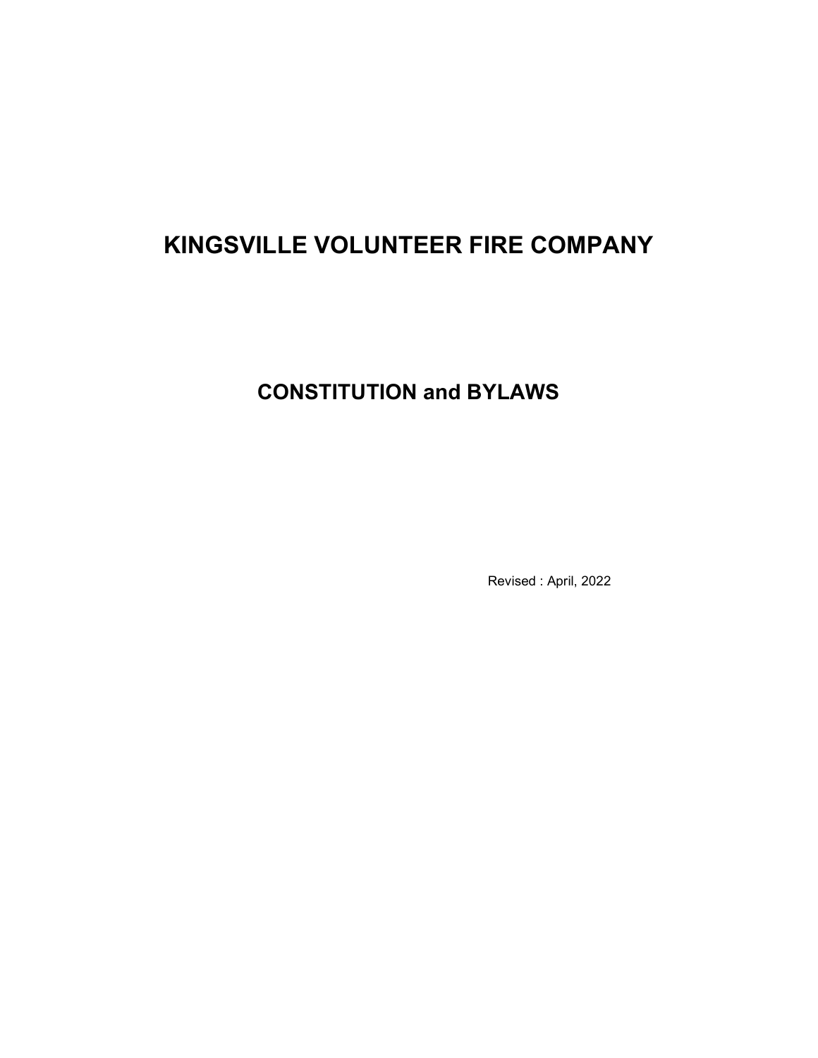# KINGSVILLE VOLUNTEER FIRE COMPANY

## CONSTITUTION and BYLAWS

Revised : April, 2022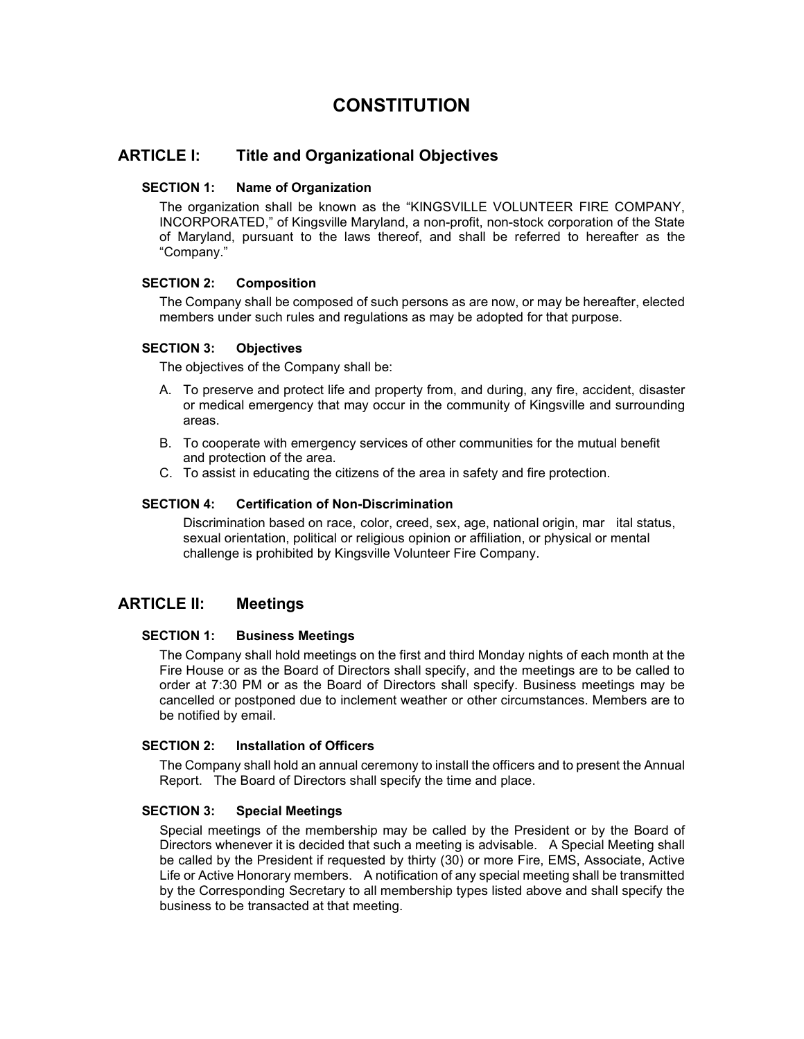# CONSTITUTION

## ARTICLE I: Title and Organizational Objectives

### SECTION 1: Name of Organization

The organization shall be known as the "KINGSVILLE VOLUNTEER FIRE COMPANY, INCORPORATED," of Kingsville Maryland, a non-profit, non-stock corporation of the State of Maryland, pursuant to the laws thereof, and shall be referred to hereafter as the "Company."

### SECTION 2: Composition

The Company shall be composed of such persons as are now, or may be hereafter, elected members under such rules and regulations as may be adopted for that purpose.

### SECTION 3: Objectives

The objectives of the Company shall be:

A. To preserve and protect life and property from, and during, any fire, accident, disaster or medical emergency that may occur in the community of Kingsville and surrounding areas.

B. To cooperate with emergency services of other communities for the mutual benefit and protection of the area.

C. To assist in educating the citizens of the area in safety and fire protection.

### SECTION 4: Certification of Non-Discrimination

Discrimination based on race, color, creed, sex, age, national origin, mar ital status, sexual orientation, political or religious opinion or affiliation, or physical or mental challenge is prohibited by Kingsville Volunteer Fire Company.

## ARTICLE II: Meetings

### SECTION 1: Business Meetings

The Company shall hold meetings on the first and third Monday nights of each month at the Fire House or as the Board of Directors shall specify, and the meetings are to be called to order at 7:30 PM or as the Board of Directors shall specify. Business meetings may be cancelled or postponed due to inclement weather or other circumstances. Members are to be notified by email.

### SECTION 2: Installation of Officers

The Company shall hold an annual ceremony to install the officers and to present the Annual Report. The Board of Directors shall specify the time and place.

### SECTION 3: Special Meetings

Special meetings of the membership may be called by the President or by the Board of Directors whenever it is decided that such a meeting is advisable. A Special Meeting shall be called by the President if requested by thirty (30) or more Fire, EMS, Associate, Active Life or Active Honorary members. A notification of any special meeting shall be transmitted by the Corresponding Secretary to all membership types listed above and shall specify the business to be transacted at that meeting.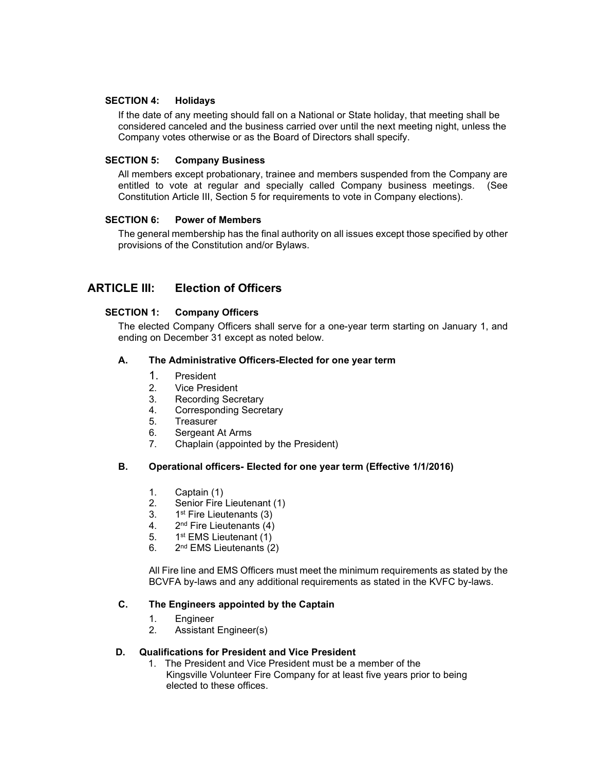### SECTION 4: Holidays

If the date of any meeting should fall on a National or State holiday, that meeting shall be considered canceled and the business carried over until the next meeting night, unless the Company votes otherwise or as the Board of Directors shall specify.

### SECTION 5: Company Business

All members except probationary, trainee and members suspended from the Company are entitled to vote at regular and specially called Company business meetings. (See Constitution Article III, Section 5 for requirements to vote in Company elections).

### SECTION 6: Power of Members

The general membership has the final authority on all issues except those specified by other provisions of the Constitution and/or Bylaws.

## ARTICLE III: Election of Officers

### SECTION 1: Company Officers

The elected Company Officers shall serve for a one-year term starting on January 1, and ending on December 31 except as noted below.

#### A. The Administrative Officers-Elected for one year term

1. President
2. Vice President
3. Recording Secretary
4. Corresponding Secretary
5. Treasurer
6. Sergeant At Arms
7. Chaplain (appointed by the President)

#### B. Operational officers- Elected for one year term (Effective 1/1/2016)

1. Captain (1)
2. Senior Fire Lieutenant (1)
3. 1st Fire Lieutenants (3)
4. 2nd Fire Lieutenants (4)
5. 1st EMS Lieutenant (1)
6. 2nd EMS Lieutenants (2)

All Fire line and EMS Officers must meet the minimum requirements as stated by the BCVFA by-laws and any additional requirements as stated in the KVFC by-laws.

#### C. The Engineers appointed by the Captain

1. Engineer
2. Assistant Engineer(s)

#### D. Qualifications for President and Vice President

1. The President and Vice President must be a member of the Kingsville Volunteer Fire Company for at least five years prior to being elected to these offices.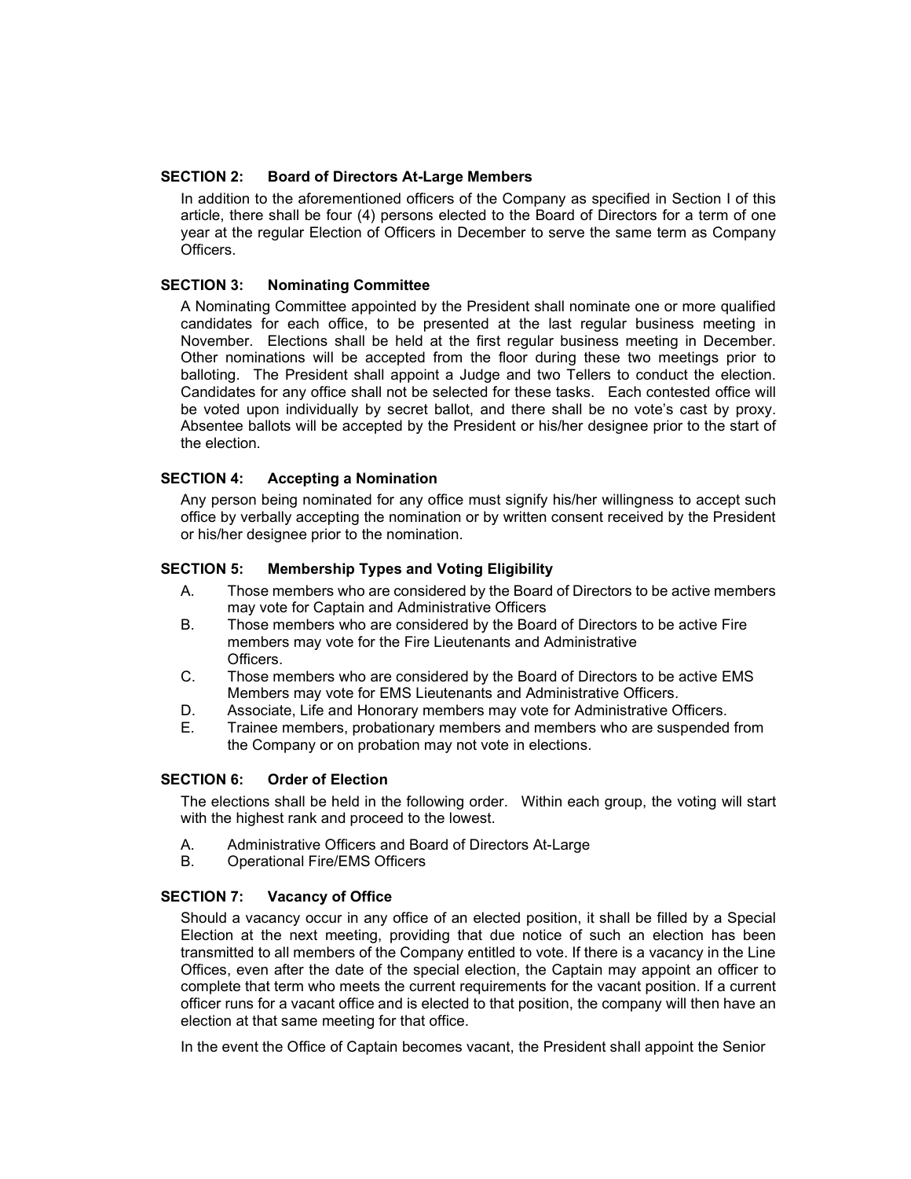### SECTION 2: Board of Directors At-Large Members

In addition to the aforementioned officers of the Company as specified in Section I of this article, there shall be four (4) persons elected to the Board of Directors for a term of one year at the regular Election of Officers in December to serve the same term as Company Officers.

### SECTION 3: Nominating Committee

A Nominating Committee appointed by the President shall nominate one or more qualified candidates for each office, to be presented at the last regular business meeting in November. Elections shall be held at the first regular business meeting in December. Other nominations will be accepted from the floor during these two meetings prior to balloting. The President shall appoint a Judge and two Tellers to conduct the election. Candidates for any office shall not be selected for these tasks. Each contested office will be voted upon individually by secret ballot, and there shall be no vote's cast by proxy. Absentee ballots will be accepted by the President or his/her designee prior to the start of the election.

### SECTION 4: Accepting a Nomination

Any person being nominated for any office must signify his/her willingness to accept such office by verbally accepting the nomination or by written consent received by the President or his/her designee prior to the nomination.

### SECTION 5: Membership Types and Voting Eligibility

A. Those members who are considered by the Board of Directors to be active members may vote for Captain and Administrative Officers

B. Those members who are considered by the Board of Directors to be active Fire members may vote for the Fire Lieutenants and Administrative Officers.

C. Those members who are considered by the Board of Directors to be active EMS Members may vote for EMS Lieutenants and Administrative Officers.

D. Associate, Life and Honorary members may vote for Administrative Officers.

E. Trainee members, probationary members and members who are suspended from the Company or on probation may not vote in elections.

### SECTION 6: Order of Election

The elections shall be held in the following order. Within each group, the voting will start with the highest rank and proceed to the lowest.

A. Administrative Officers and Board of Directors At-Large

B. Operational Fire/EMS Officers

### SECTION 7: Vacancy of Office

Should a vacancy occur in any office of an elected position, it shall be filled by a Special Election at the next meeting, providing that due notice of such an election has been transmitted to all members of the Company entitled to vote. If there is a vacancy in the Line Offices, even after the date of the special election, the Captain may appoint an officer to complete that term who meets the current requirements for the vacant position. If a current officer runs for a vacant office and is elected to that position, the company will then have an election at that same meeting for that office.

In the event the Office of Captain becomes vacant, the President shall appoint the Senior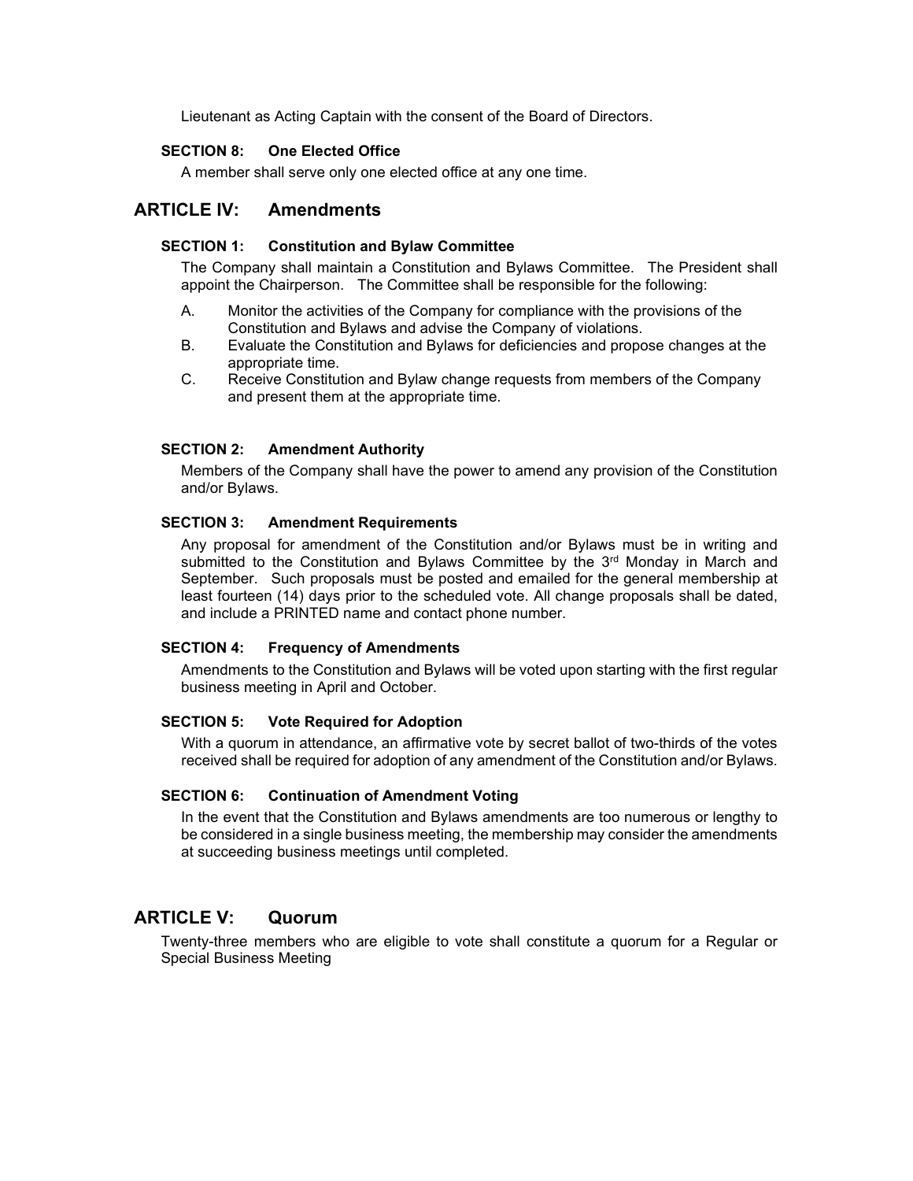Lieutenant as Acting Captain with the consent of the Board of Directors.

### SECTION 8: One Elected Office

A member shall serve only one elected office at any one time.

## ARTICLE IV: Amendments

### SECTION 1: Constitution and Bylaw Committee

The Company shall maintain a Constitution and Bylaws Committee. The President shall appoint the Chairperson. The Committee shall be responsible for the following:

A. Monitor the activities of the Company for compliance with the provisions of the Constitution and Bylaws and advise the Company of violations.

B. Evaluate the Constitution and Bylaws for deficiencies and propose changes at the appropriate time.

C. Receive Constitution and Bylaw change requests from members of the Company and present them at the appropriate time.

### SECTION 2: Amendment Authority

Members of the Company shall have the power to amend any provision of the Constitution and/or Bylaws.

### SECTION 3: Amendment Requirements

Any proposal for amendment of the Constitution and/or Bylaws must be in writing and submitted to the Constitution and Bylaws Committee by the 3rd Monday in March and September. Such proposals must be posted and emailed for the general membership at least fourteen (14) days prior to the scheduled vote. All change proposals shall be dated, and include a PRINTED name and contact phone number.

### SECTION 4: Frequency of Amendments

Amendments to the Constitution and Bylaws will be voted upon starting with the first regular business meeting in April and October.

### SECTION 5: Vote Required for Adoption

With a quorum in attendance, an affirmative vote by secret ballot of two-thirds of the votes received shall be required for adoption of any amendment of the Constitution and/or Bylaws.

### SECTION 6: Continuation of Amendment Voting

In the event that the Constitution and Bylaws amendments are too numerous or lengthy to be considered in a single business meeting, the membership may consider the amendments at succeeding business meetings until completed.

## ARTICLE V: Quorum

Twenty-three members who are eligible to vote shall constitute a quorum for a Regular or Special Business Meeting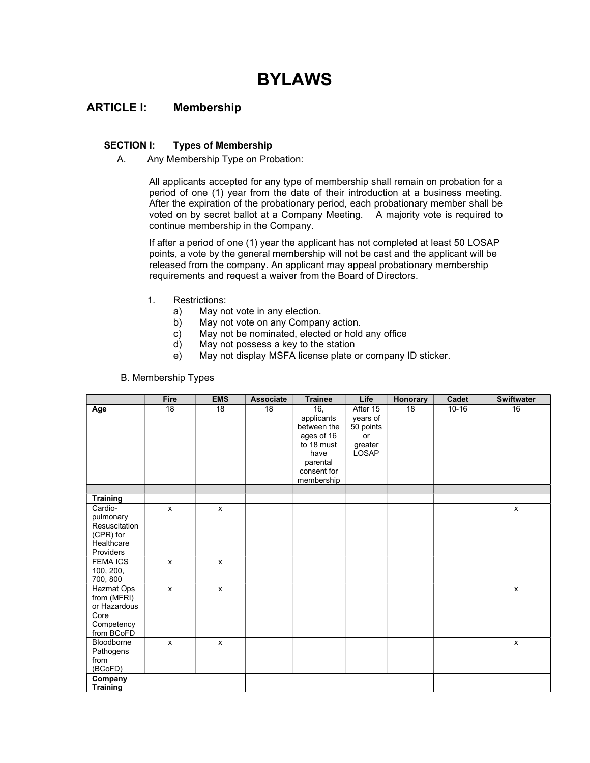# BYLAWS

## ARTICLE I: Membership

### SECTION I: Types of Membership

A. Any Membership Type on Probation:

All applicants accepted for any type of membership shall remain on probation for a period of one (1) year from the date of their introduction at a business meeting. After the expiration of the probationary period, each probationary member shall be voted on by secret ballot at a Company Meeting. A majority vote is required to continue membership in the Company.

If after a period of one (1) year the applicant has not completed at least 50 LOSAP points, a vote by the general membership will not be cast and the applicant will be released from the company. An applicant may appeal probationary membership requirements and request a waiver from the Board of Directors.

1. Restrictions:
   a) May not vote in any election.
   b) May not vote on any Company action.
   c) May not be nominated, elected or hold any office
   d) May not possess a key to the station
   e) May not display MSFA license plate or company ID sticker.

B. Membership Types

| | Fire | EMS | Associate | Trainee | Life | Honorary | Cadet | Swiftwater |
|---|---|---|---|---|---|---|---|---|
| **Age** | 18 | 18 | 18 | 16, applicants between the ages of 16 to 18 must have parental consent for membership | After 15 years of 50 points or greater LOSAP | 18 | 10-16 | 16 |
| | | | | | | | | |
| **Training** | | | | | | | | |
| Cardio-pulmonary Resuscitation (CPR) for Healthcare Providers | x | x | | | | | | x |
| FEMA ICS 100, 200, 700, 800 | x | x | | | | | | |
| Hazmat Ops from (MFRI) or Hazardous Core Competency from BCoFD | x | x | | | | | | x |
| Bloodborne Pathogens from (BCoFD) | x | x | | | | | | x |
| **Company Training** | | | | | | | | |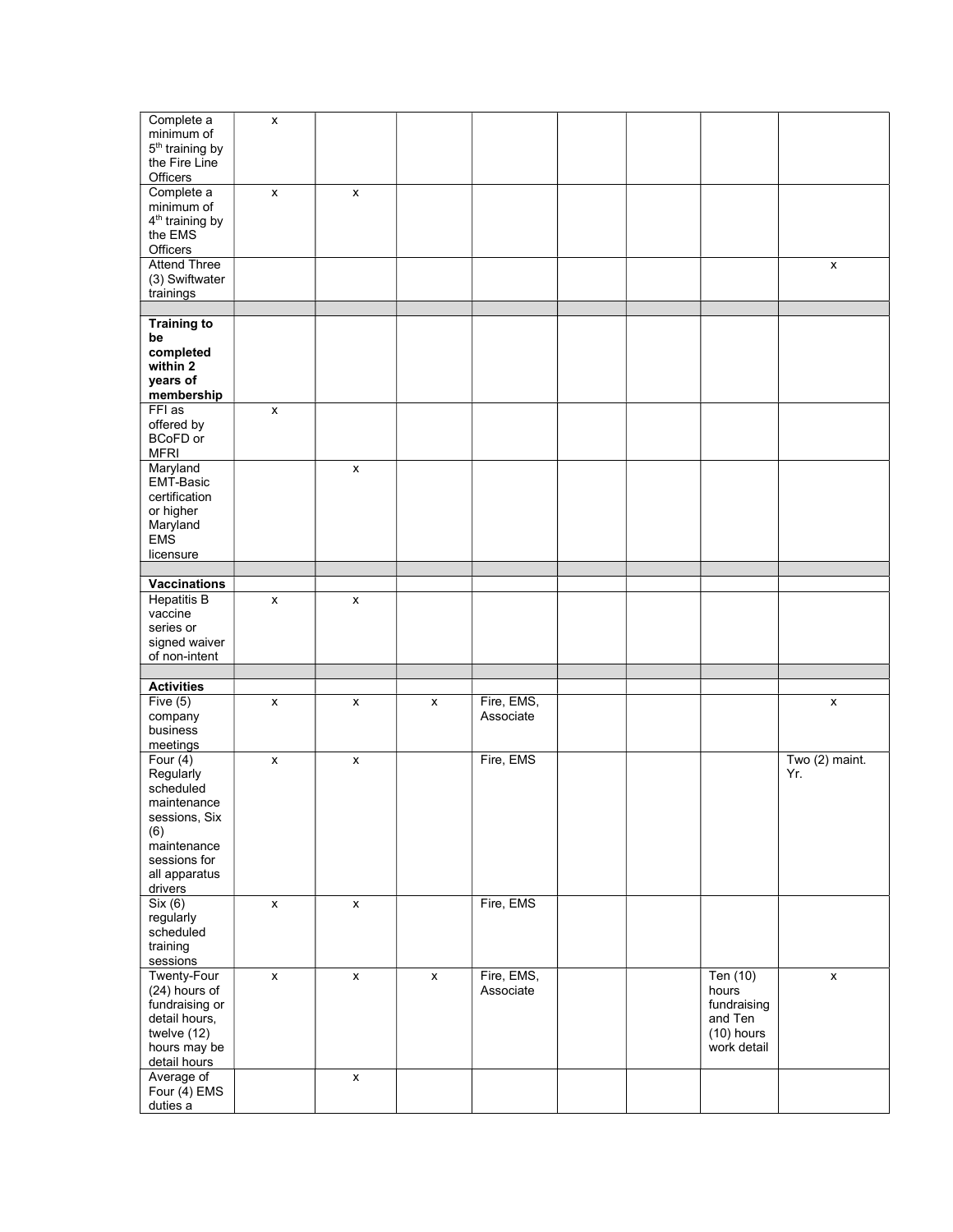| | | | | | | | | |
|---|---|---|---|---|---|---|---|---|
| Complete a minimum of 5th training by the Fire Line Officers | x | | | | | | | |
| Complete a minimum of 4th training by the EMS Officers | x | x | | | | | | |
| Attend Three (3) Swiftwater trainings | | | | | | | | x |
| | | | | | | | | |
| **Training to be completed within 2 years of membership** | | | | | | | | |
| FFI as offered by BCoFD or MFRI | x | | | | | | | |
| Maryland EMT-Basic certification or higher Maryland EMS licensure | | x | | | | | | |
| | | | | | | | | |
| **Vaccinations** | | | | | | | | |
| Hepatitis B vaccine series or signed waiver of non-intent | x | x | | | | | | |
| | | | | | | | | |
| **Activities** | | | | | | | | |
| Five (5) company business meetings | x | x | x | Fire, EMS, Associate | | | | x |
| Four (4) Regularly scheduled maintenance sessions, Six (6) maintenance sessions for all apparatus drivers | x | x | | Fire, EMS | | | | Two (2) maint. Yr. |
| Six (6) regularly scheduled training sessions | x | x | | Fire, EMS | | | | |
| Twenty-Four (24) hours of fundraising or detail hours, twelve (12) hours may be detail hours | x | x | x | Fire, EMS, Associate | | | Ten (10) hours fundraising and Ten (10) hours work detail | x |
| Average of Four (4) EMS duties a | | x | | | | | | |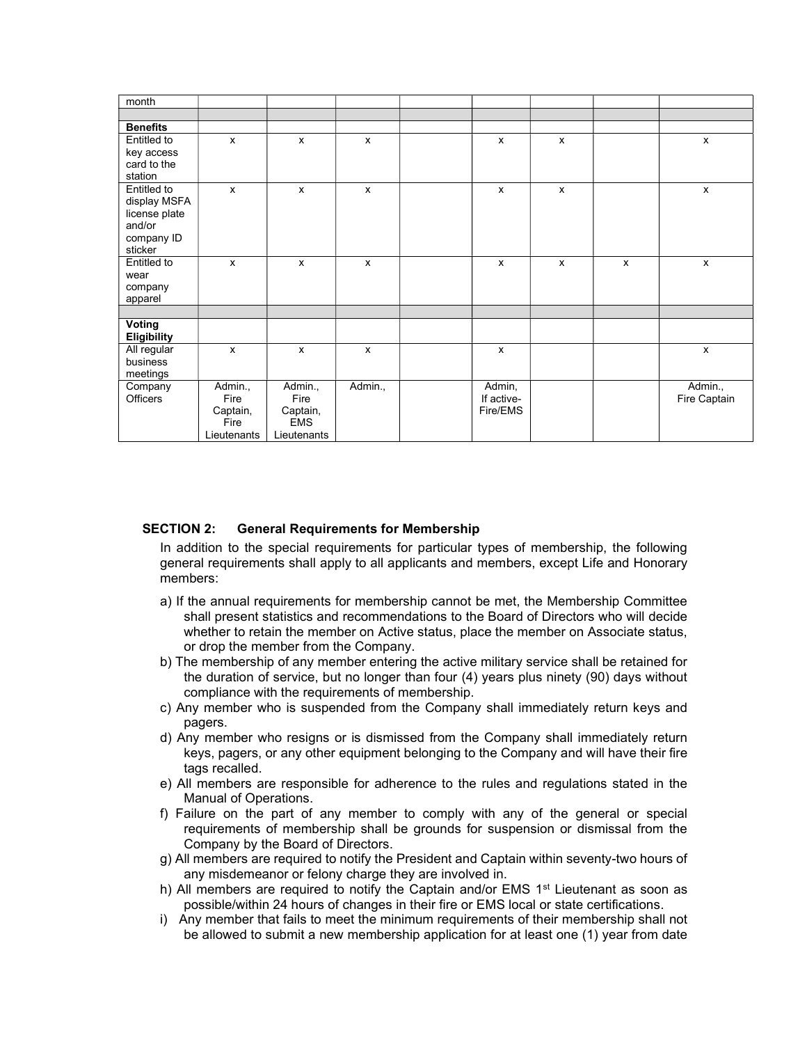| month | | | | | | | | |
|---|---|---|---|---|---|---|---|---|
| | | | | | | | | |
| **Benefits** | | | | | | | | |
| Entitled to key access card to the station | x | x | x | | x | x | | x |
| Entitled to display MSFA license plate and/or company ID sticker | x | x | x | | x | x | | x |
| Entitled to wear company apparel | x | x | x | | x | x | x | x |
| | | | | | | | | |
| **Voting Eligibility** | | | | | | | | |
| All regular business meetings | x | x | x | | x | | | x |
| Company Officers | Admin., Fire Captain, Fire Lieutenants | Admin., Fire Captain, EMS Lieutenants | Admin., | | Admin, If active-Fire/EMS | | | Admin., Fire Captain |

**SECTION 2: General Requirements for Membership**

In addition to the special requirements for particular types of membership, the following general requirements shall apply to all applicants and members, except Life and Honorary members:

a) If the annual requirements for membership cannot be met, the Membership Committee shall present statistics and recommendations to the Board of Directors who will decide whether to retain the member on Active status, place the member on Associate status, or drop the member from the Company.

b) The membership of any member entering the active military service shall be retained for the duration of service, but no longer than four (4) years plus ninety (90) days without compliance with the requirements of membership.

c) Any member who is suspended from the Company shall immediately return keys and pagers.

d) Any member who resigns or is dismissed from the Company shall immediately return keys, pagers, or any other equipment belonging to the Company and will have their fire tags recalled.

e) All members are responsible for adherence to the rules and regulations stated in the Manual of Operations.

f) Failure on the part of any member to comply with any of the general or special requirements of membership shall be grounds for suspension or dismissal from the Company by the Board of Directors.

g) All members are required to notify the President and Captain within seventy-two hours of any misdemeanor or felony charge they are involved in.

h) All members are required to notify the Captain and/or EMS 1st Lieutenant as soon as possible/within 24 hours of changes in their fire or EMS local or state certifications.

i) Any member that fails to meet the minimum requirements of their membership shall not be allowed to submit a new membership application for at least one (1) year from date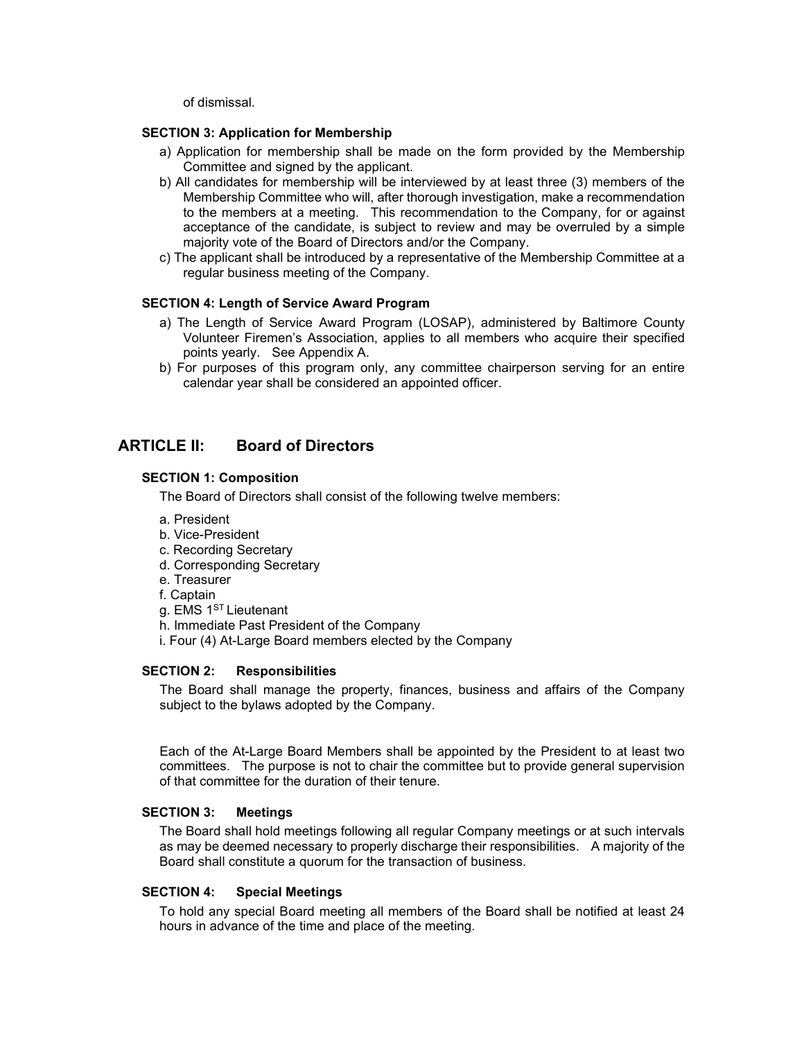of dismissal.

### SECTION 3: Application for Membership

a) Application for membership shall be made on the form provided by the Membership Committee and signed by the applicant.

b) All candidates for membership will be interviewed by at least three (3) members of the Membership Committee who will, after thorough investigation, make a recommendation to the members at a meeting. This recommendation to the Company, for or against acceptance of the candidate, is subject to review and may be overruled by a simple majority vote of the Board of Directors and/or the Company.

c) The applicant shall be introduced by a representative of the Membership Committee at a regular business meeting of the Company.

### SECTION 4: Length of Service Award Program

a) The Length of Service Award Program (LOSAP), administered by Baltimore County Volunteer Firemen's Association, applies to all members who acquire their specified points yearly. See Appendix A.

b) For purposes of this program only, any committee chairperson serving for an entire calendar year shall be considered an appointed officer.

## ARTICLE II: Board of Directors

### SECTION 1: Composition

The Board of Directors shall consist of the following twelve members:

a. President
b. Vice-President
c. Recording Secretary
d. Corresponding Secretary
e. Treasurer
f. Captain
g. EMS 1ST Lieutenant
h. Immediate Past President of the Company
i. Four (4) At-Large Board members elected by the Company

### SECTION 2: Responsibilities

The Board shall manage the property, finances, business and affairs of the Company subject to the bylaws adopted by the Company.

Each of the At-Large Board Members shall be appointed by the President to at least two committees. The purpose is not to chair the committee but to provide general supervision of that committee for the duration of their tenure.

### SECTION 3: Meetings

The Board shall hold meetings following all regular Company meetings or at such intervals as may be deemed necessary to properly discharge their responsibilities. A majority of the Board shall constitute a quorum for the transaction of business.

### SECTION 4: Special Meetings

To hold any special Board meeting all members of the Board shall be notified at least 24 hours in advance of the time and place of the meeting.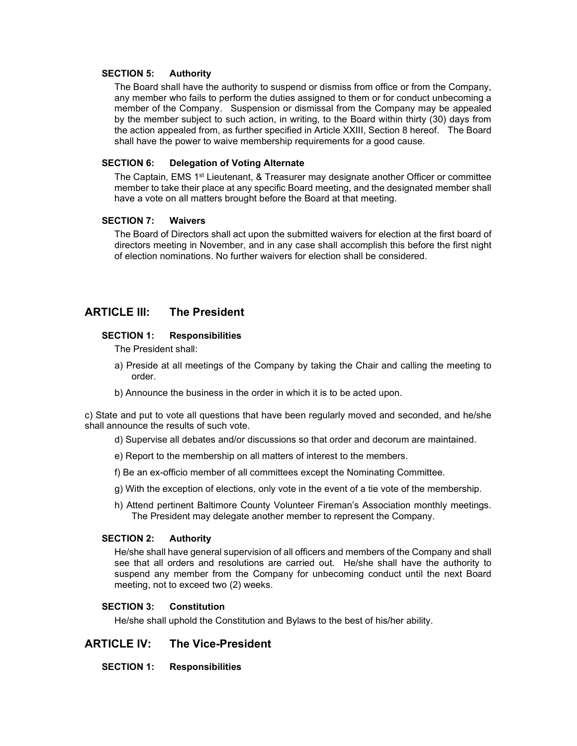### SECTION 5: Authority

The Board shall have the authority to suspend or dismiss from office or from the Company, any member who fails to perform the duties assigned to them or for conduct unbecoming a member of the Company. Suspension or dismissal from the Company may be appealed by the member subject to such action, in writing, to the Board within thirty (30) days from the action appealed from, as further specified in Article XXIII, Section 8 hereof. The Board shall have the power to waive membership requirements for a good cause.

### SECTION 6: Delegation of Voting Alternate

The Captain, EMS 1st Lieutenant, & Treasurer may designate another Officer or committee member to take their place at any specific Board meeting, and the designated member shall have a vote on all matters brought before the Board at that meeting.

### SECTION 7: Waivers

The Board of Directors shall act upon the submitted waivers for election at the first board of directors meeting in November, and in any case shall accomplish this before the first night of election nominations. No further waivers for election shall be considered.

## ARTICLE III: The President

### SECTION 1: Responsibilities

The President shall:

a) Preside at all meetings of the Company by taking the Chair and calling the meeting to order.

b) Announce the business in the order in which it is to be acted upon.

c) State and put to vote all questions that have been regularly moved and seconded, and he/she shall announce the results of such vote.

d) Supervise all debates and/or discussions so that order and decorum are maintained.

e) Report to the membership on all matters of interest to the members.

f) Be an ex-officio member of all committees except the Nominating Committee.

g) With the exception of elections, only vote in the event of a tie vote of the membership.

h) Attend pertinent Baltimore County Volunteer Fireman's Association monthly meetings. The President may delegate another member to represent the Company.

### SECTION 2: Authority

He/she shall have general supervision of all officers and members of the Company and shall see that all orders and resolutions are carried out. He/she shall have the authority to suspend any member from the Company for unbecoming conduct until the next Board meeting, not to exceed two (2) weeks.

### SECTION 3: Constitution

He/she shall uphold the Constitution and Bylaws to the best of his/her ability.

## ARTICLE IV: The Vice-President

### SECTION 1: Responsibilities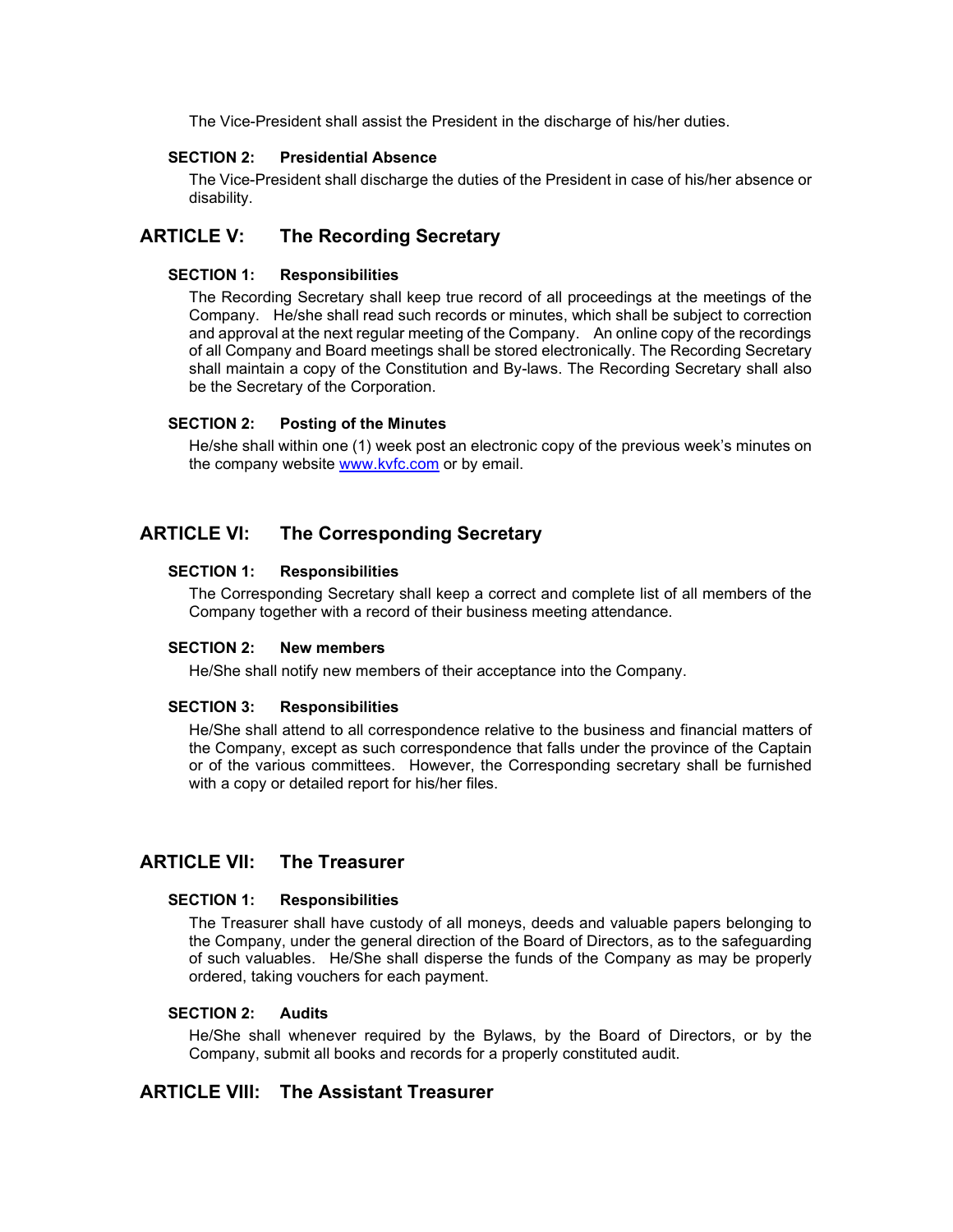The Vice-President shall assist the President in the discharge of his/her duties.

### SECTION 2: Presidential Absence

The Vice-President shall discharge the duties of the President in case of his/her absence or disability.

## ARTICLE V: The Recording Secretary

### SECTION 1: Responsibilities

The Recording Secretary shall keep true record of all proceedings at the meetings of the Company. He/she shall read such records or minutes, which shall be subject to correction and approval at the next regular meeting of the Company. An online copy of the recordings of all Company and Board meetings shall be stored electronically. The Recording Secretary shall maintain a copy of the Constitution and By-laws. The Recording Secretary shall also be the Secretary of the Corporation.

### SECTION 2: Posting of the Minutes

He/she shall within one (1) week post an electronic copy of the previous week's minutes on the company website [www.kvfc.com](http://www.kvfc.com) or by email.

## ARTICLE VI: The Corresponding Secretary

### SECTION 1: Responsibilities

The Corresponding Secretary shall keep a correct and complete list of all members of the Company together with a record of their business meeting attendance.

### SECTION 2: New members

He/She shall notify new members of their acceptance into the Company.

### SECTION 3: Responsibilities

He/She shall attend to all correspondence relative to the business and financial matters of the Company, except as such correspondence that falls under the province of the Captain or of the various committees. However, the Corresponding secretary shall be furnished with a copy or detailed report for his/her files.

## ARTICLE VII: The Treasurer

### SECTION 1: Responsibilities

The Treasurer shall have custody of all moneys, deeds and valuable papers belonging to the Company, under the general direction of the Board of Directors, as to the safeguarding of such valuables. He/She shall disperse the funds of the Company as may be properly ordered, taking vouchers for each payment.

### SECTION 2: Audits

He/She shall whenever required by the Bylaws, by the Board of Directors, or by the Company, submit all books and records for a properly constituted audit.

## ARTICLE VIII: The Assistant Treasurer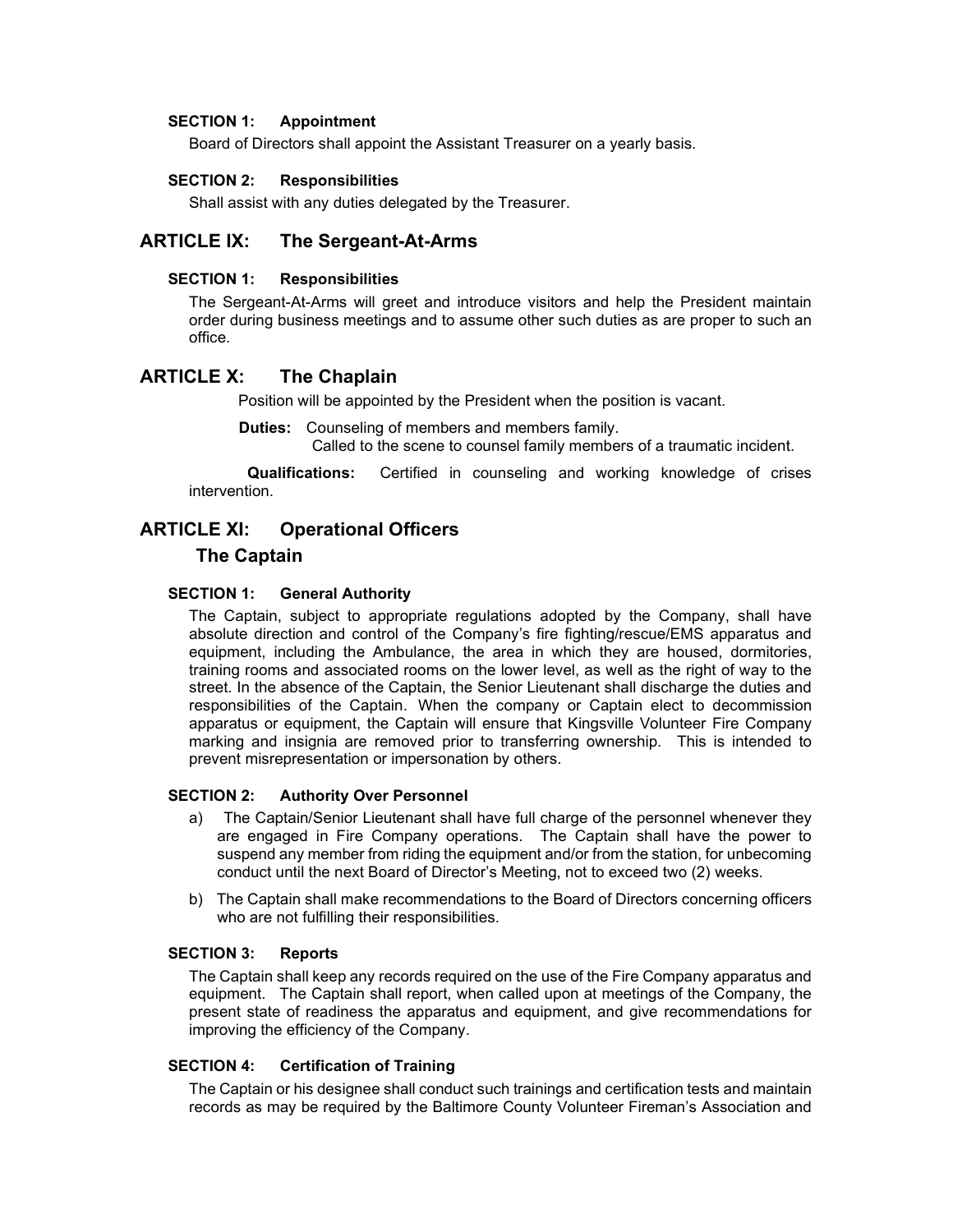### SECTION 1: Appointment

Board of Directors shall appoint the Assistant Treasurer on a yearly basis.

### SECTION 2: Responsibilities

Shall assist with any duties delegated by the Treasurer.

## ARTICLE IX: The Sergeant-At-Arms

### SECTION 1: Responsibilities

The Sergeant-At-Arms will greet and introduce visitors and help the President maintain order during business meetings and to assume other such duties as are proper to such an office.

## ARTICLE X: The Chaplain

Position will be appointed by the President when the position is vacant.

**Duties:** Counseling of members and members family.
Called to the scene to counsel family members of a traumatic incident.

**Qualifications:** Certified in counseling and working knowledge of crises intervention.

## ARTICLE XI: Operational Officers

## The Captain

### SECTION 1: General Authority

The Captain, subject to appropriate regulations adopted by the Company, shall have absolute direction and control of the Company's fire fighting/rescue/EMS apparatus and equipment, including the Ambulance, the area in which they are housed, dormitories, training rooms and associated rooms on the lower level, as well as the right of way to the street. In the absence of the Captain, the Senior Lieutenant shall discharge the duties and responsibilities of the Captain. When the company or Captain elect to decommission apparatus or equipment, the Captain will ensure that Kingsville Volunteer Fire Company marking and insignia are removed prior to transferring ownership. This is intended to prevent misrepresentation or impersonation by others.

### SECTION 2: Authority Over Personnel

a) The Captain/Senior Lieutenant shall have full charge of the personnel whenever they are engaged in Fire Company operations. The Captain shall have the power to suspend any member from riding the equipment and/or from the station, for unbecoming conduct until the next Board of Director's Meeting, not to exceed two (2) weeks.

b) The Captain shall make recommendations to the Board of Directors concerning officers who are not fulfilling their responsibilities.

### SECTION 3: Reports

The Captain shall keep any records required on the use of the Fire Company apparatus and equipment. The Captain shall report, when called upon at meetings of the Company, the present state of readiness the apparatus and equipment, and give recommendations for improving the efficiency of the Company.

### SECTION 4: Certification of Training

The Captain or his designee shall conduct such trainings and certification tests and maintain records as may be required by the Baltimore County Volunteer Fireman's Association and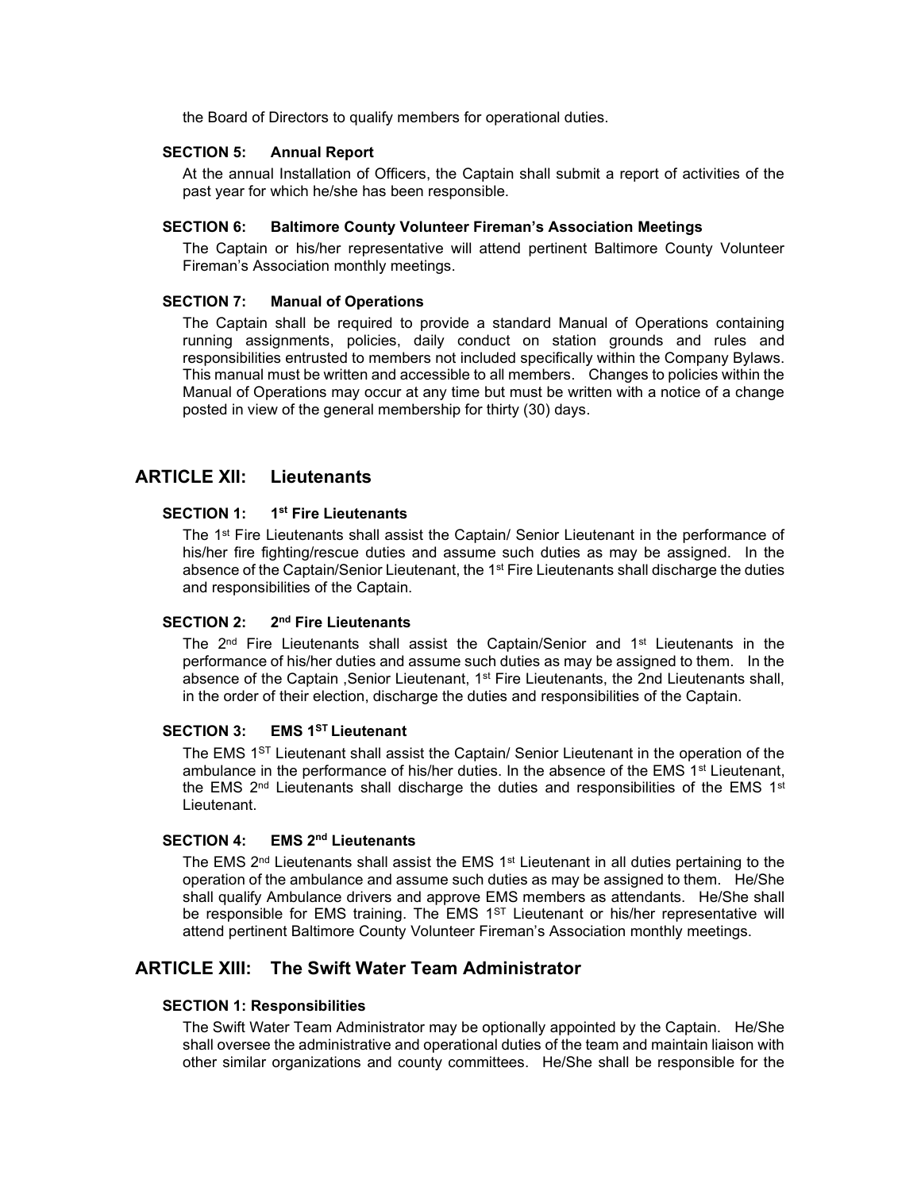the Board of Directors to qualify members for operational duties.

### SECTION 5: Annual Report

At the annual Installation of Officers, the Captain shall submit a report of activities of the past year for which he/she has been responsible.

### SECTION 6: Baltimore County Volunteer Fireman's Association Meetings

The Captain or his/her representative will attend pertinent Baltimore County Volunteer Fireman's Association monthly meetings.

### SECTION 7: Manual of Operations

The Captain shall be required to provide a standard Manual of Operations containing running assignments, policies, daily conduct on station grounds and rules and responsibilities entrusted to members not included specifically within the Company Bylaws. This manual must be written and accessible to all members. Changes to policies within the Manual of Operations may occur at any time but must be written with a notice of a change posted in view of the general membership for thirty (30) days.

## ARTICLE XII: Lieutenants

### SECTION 1: 1st Fire Lieutenants

The 1st Fire Lieutenants shall assist the Captain/ Senior Lieutenant in the performance of his/her fire fighting/rescue duties and assume such duties as may be assigned. In the absence of the Captain/Senior Lieutenant, the 1st Fire Lieutenants shall discharge the duties and responsibilities of the Captain.

### SECTION 2: 2nd Fire Lieutenants

The 2nd Fire Lieutenants shall assist the Captain/Senior and 1st Lieutenants in the performance of his/her duties and assume such duties as may be assigned to them. In the absence of the Captain ,Senior Lieutenant, 1st Fire Lieutenants, the 2nd Lieutenants shall, in the order of their election, discharge the duties and responsibilities of the Captain.

### SECTION 3: EMS 1ST Lieutenant

The EMS 1ST Lieutenant shall assist the Captain/ Senior Lieutenant in the operation of the ambulance in the performance of his/her duties. In the absence of the EMS 1st Lieutenant, the EMS 2nd Lieutenants shall discharge the duties and responsibilities of the EMS 1st Lieutenant.

### SECTION 4: EMS 2nd Lieutenants

The EMS 2nd Lieutenants shall assist the EMS 1st Lieutenant in all duties pertaining to the operation of the ambulance drivers and assume such duties as may be assigned to them. He/She shall qualify Ambulance drivers and approve EMS members as attendants. He/She shall be responsible for EMS training. The EMS 1ST Lieutenant or his/her representative will attend pertinent Baltimore County Volunteer Fireman's Association monthly meetings.

## ARTICLE XIII: The Swift Water Team Administrator

### SECTION 1: Responsibilities

The Swift Water Team Administrator may be optionally appointed by the Captain. He/She shall oversee the administrative and operational duties of the team and maintain liaison with other similar organizations and county committees. He/She shall be responsible for the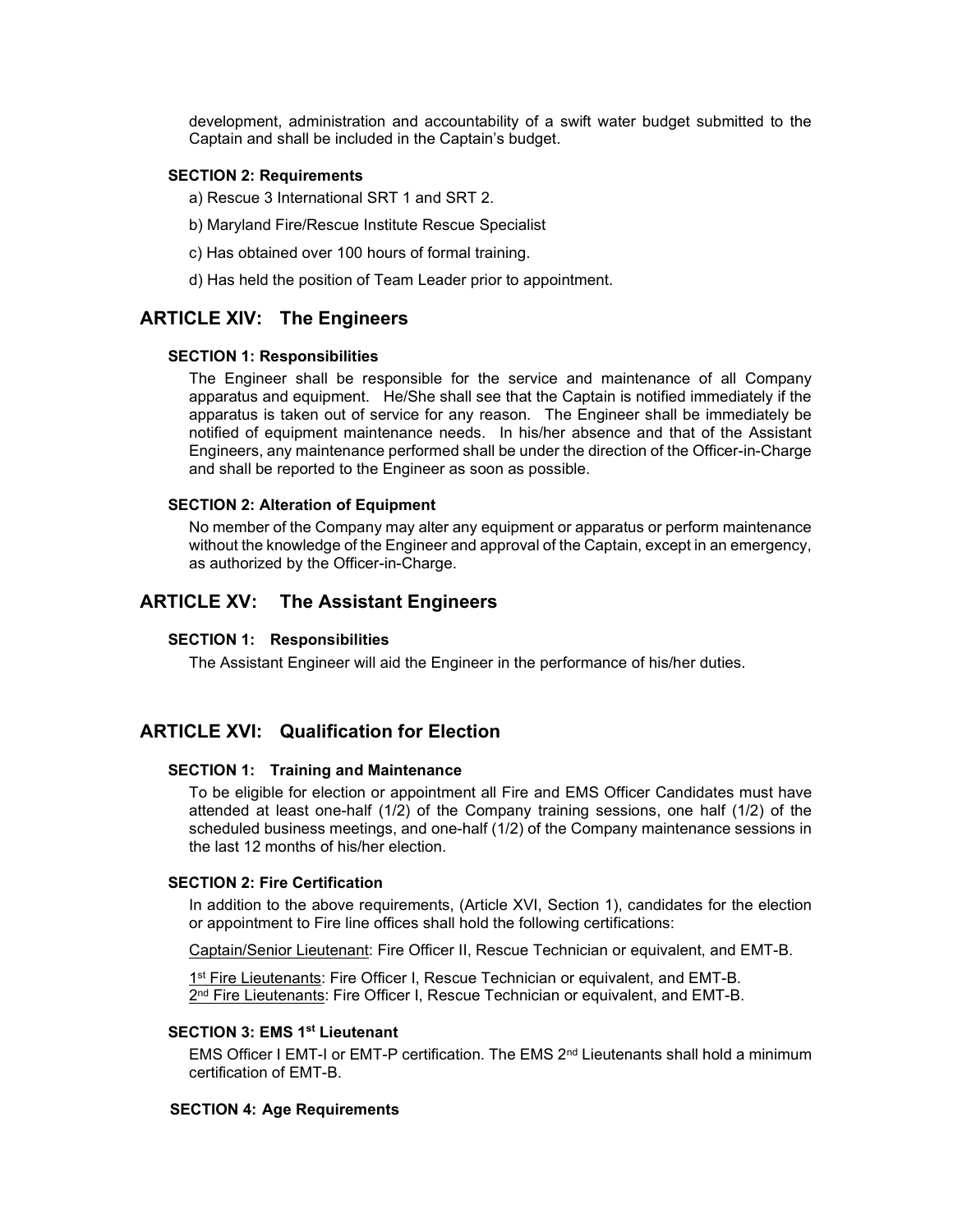development, administration and accountability of a swift water budget submitted to the Captain and shall be included in the Captain's budget.

### SECTION 2: Requirements

a) Rescue 3 International SRT 1 and SRT 2.

b) Maryland Fire/Rescue Institute Rescue Specialist

c) Has obtained over 100 hours of formal training.

d) Has held the position of Team Leader prior to appointment.

## ARTICLE XIV: The Engineers

### SECTION 1: Responsibilities

The Engineer shall be responsible for the service and maintenance of all Company apparatus and equipment. He/She shall see that the Captain is notified immediately if the apparatus is taken out of service for any reason. The Engineer shall be immediately be notified of equipment maintenance needs. In his/her absence and that of the Assistant Engineers, any maintenance performed shall be under the direction of the Officer-in-Charge and shall be reported to the Engineer as soon as possible.

### SECTION 2: Alteration of Equipment

No member of the Company may alter any equipment or apparatus or perform maintenance without the knowledge of the Engineer and approval of the Captain, except in an emergency, as authorized by the Officer-in-Charge.

## ARTICLE XV: The Assistant Engineers

### SECTION 1: Responsibilities

The Assistant Engineer will aid the Engineer in the performance of his/her duties.

## ARTICLE XVI: Qualification for Election

### SECTION 1: Training and Maintenance

To be eligible for election or appointment all Fire and EMS Officer Candidates must have attended at least one-half (1/2) of the Company training sessions, one half (1/2) of the scheduled business meetings, and one-half (1/2) of the Company maintenance sessions in the last 12 months of his/her election.

### SECTION 2: Fire Certification

In addition to the above requirements, (Article XVI, Section 1), candidates for the election or appointment to Fire line offices shall hold the following certifications:

Captain/Senior Lieutenant: Fire Officer II, Rescue Technician or equivalent, and EMT-B.

1st Fire Lieutenants: Fire Officer I, Rescue Technician or equivalent, and EMT-B.
2nd Fire Lieutenants: Fire Officer I, Rescue Technician or equivalent, and EMT-B.

### SECTION 3: EMS 1st Lieutenant

EMS Officer I EMT-I or EMT-P certification. The EMS 2nd Lieutenants shall hold a minimum certification of EMT-B.

### SECTION 4: Age Requirements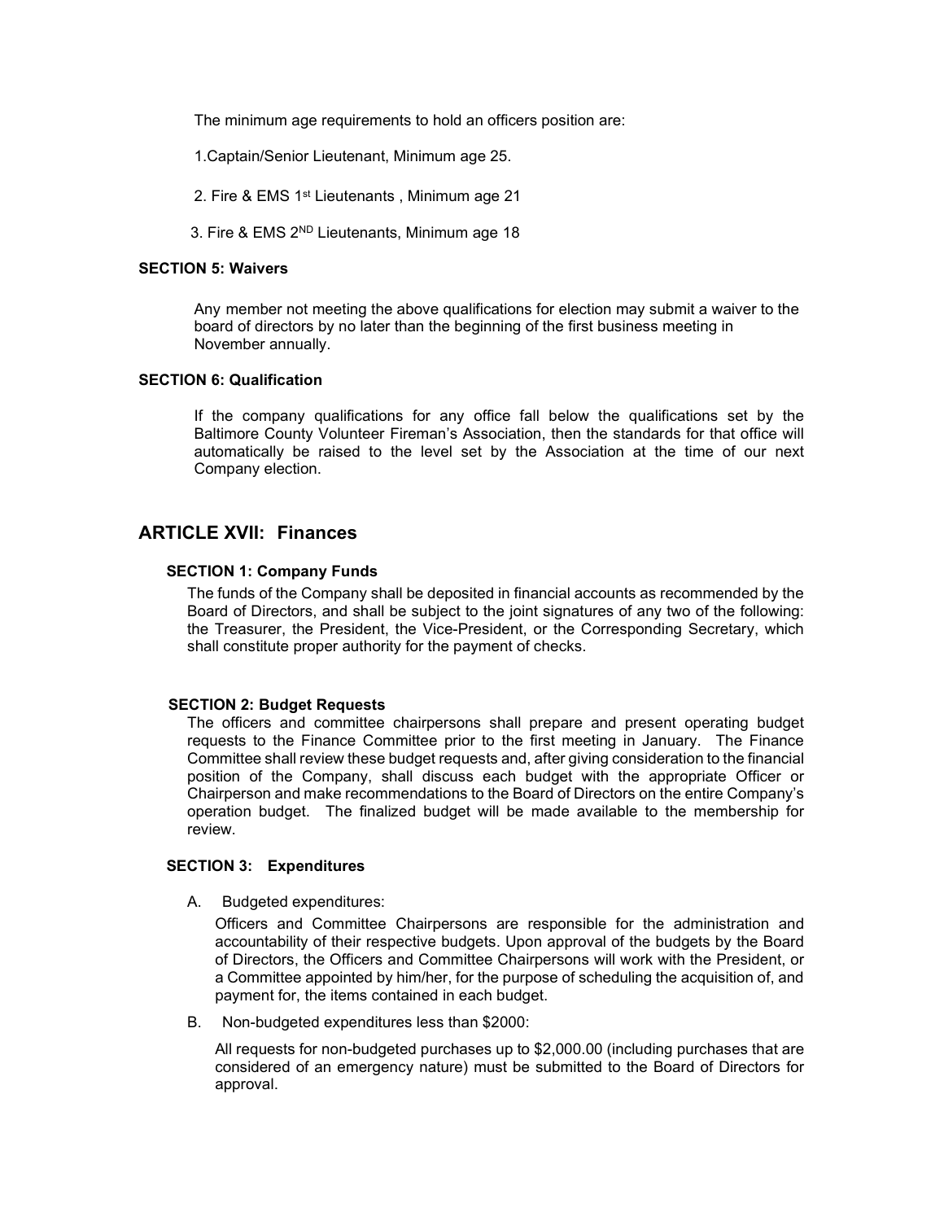The minimum age requirements to hold an officers position are:

1. Captain/Senior Lieutenant, Minimum age 25.

2. Fire & EMS 1st Lieutenants , Minimum age 21

3. Fire & EMS 2ND Lieutenants, Minimum age 18

**SECTION 5: Waivers**

Any member not meeting the above qualifications for election may submit a waiver to the board of directors by no later than the beginning of the first business meeting in November annually.

**SECTION 6: Qualification**

If the company qualifications for any office fall below the qualifications set by the Baltimore County Volunteer Fireman's Association, then the standards for that office will automatically be raised to the level set by the Association at the time of our next Company election.

## ARTICLE XVII: Finances

**SECTION 1: Company Funds**

The funds of the Company shall be deposited in financial accounts as recommended by the Board of Directors, and shall be subject to the joint signatures of any two of the following: the Treasurer, the President, the Vice-President, or the Corresponding Secretary, which shall constitute proper authority for the payment of checks.

**SECTION 2: Budget Requests**

The officers and committee chairpersons shall prepare and present operating budget requests to the Finance Committee prior to the first meeting in January. The Finance Committee shall review these budget requests and, after giving consideration to the financial position of the Company, shall discuss each budget with the appropriate Officer or Chairperson and make recommendations to the Board of Directors on the entire Company's operation budget. The finalized budget will be made available to the membership for review.

**SECTION 3: Expenditures**

A. Budgeted expenditures:

Officers and Committee Chairpersons are responsible for the administration and accountability of their respective budgets. Upon approval of the budgets by the Board of Directors, the Officers and Committee Chairpersons will work with the President, or a Committee appointed by him/her, for the purpose of scheduling the acquisition of, and payment for, the items contained in each budget.

B. Non-budgeted expenditures less than $2000:

All requests for non-budgeted purchases up to $2,000.00 (including purchases that are considered of an emergency nature) must be submitted to the Board of Directors for approval.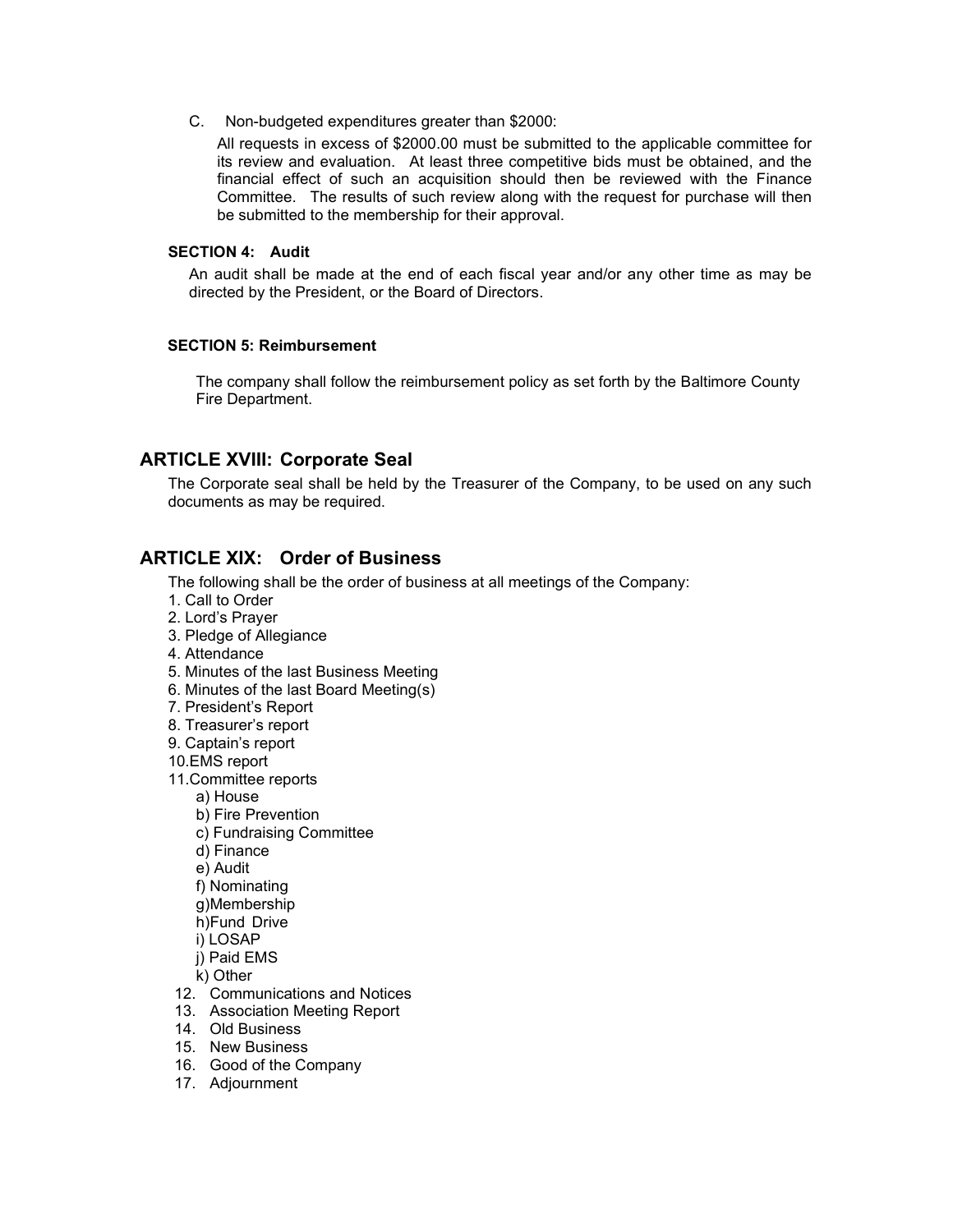C. Non-budgeted expenditures greater than $2000:

All requests in excess of $2000.00 must be submitted to the applicable committee for its review and evaluation. At least three competitive bids must be obtained, and the financial effect of such an acquisition should then be reviewed with the Finance Committee. The results of such review along with the request for purchase will then be submitted to the membership for their approval.

**SECTION 4: Audit**

An audit shall be made at the end of each fiscal year and/or any other time as may be directed by the President, or the Board of Directors.

**SECTION 5: Reimbursement**

The company shall follow the reimbursement policy as set forth by the Baltimore County Fire Department.

## ARTICLE XVIII: Corporate Seal

The Corporate seal shall be held by the Treasurer of the Company, to be used on any such documents as may be required.

## ARTICLE XIX: Order of Business

The following shall be the order of business at all meetings of the Company:

1. Call to Order
2. Lord's Prayer
3. Pledge of Allegiance
4. Attendance
5. Minutes of the last Business Meeting
6. Minutes of the last Board Meeting(s)
7. President's Report
8. Treasurer's report
9. Captain's report
10. EMS report
11. Committee reports
    - a) House
    - b) Fire Prevention
    - c) Fundraising Committee
    - d) Finance
    - e) Audit
    - f) Nominating
    - g) Membership
    - h) Fund Drive
    - i) LOSAP
    - j) Paid EMS
    - k) Other
12. Communications and Notices
13. Association Meeting Report
14. Old Business
15. New Business
16. Good of the Company
17. Adjournment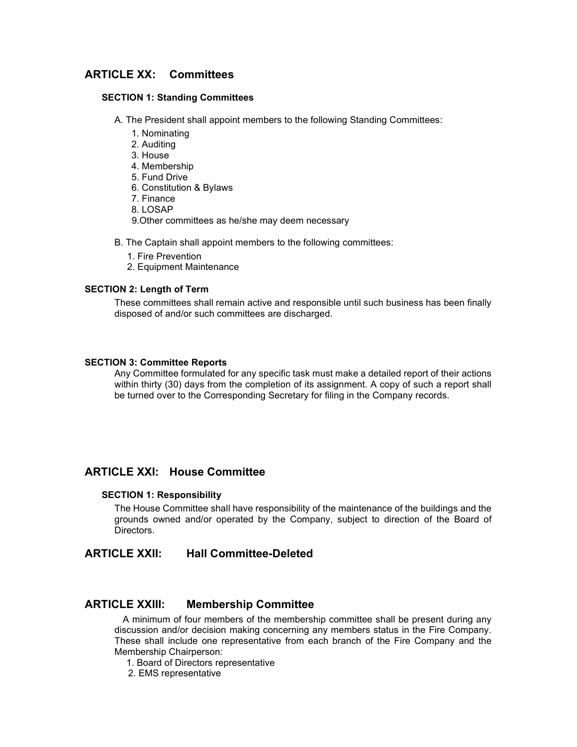## ARTICLE XX: Committees

### SECTION 1: Standing Committees

A. The President shall appoint members to the following Standing Committees:

1. Nominating
2. Auditing
3. House
4. Membership
5. Fund Drive
6. Constitution & Bylaws
7. Finance
8. LOSAP
9. Other committees as he/she may deem necessary

B. The Captain shall appoint members to the following committees:

1. Fire Prevention
2. Equipment Maintenance

### SECTION 2: Length of Term

These committees shall remain active and responsible until such business has been finally disposed of and/or such committees are discharged.

### SECTION 3: Committee Reports

Any Committee formulated for any specific task must make a detailed report of their actions within thirty (30) days from the completion of its assignment. A copy of such a report shall be turned over to the Corresponding Secretary for filing in the Company records.

## ARTICLE XXI: House Committee

### SECTION 1: Responsibility

The House Committee shall have responsibility of the maintenance of the buildings and the grounds owned and/or operated by the Company, subject to direction of the Board of Directors.

## ARTICLE XXII: Hall Committee-Deleted

## ARTICLE XXIII: Membership Committee

A minimum of four members of the membership committee shall be present during any discussion and/or decision making concerning any members status in the Fire Company. These shall include one representative from each branch of the Fire Company and the Membership Chairperson:

1. Board of Directors representative
2. EMS representative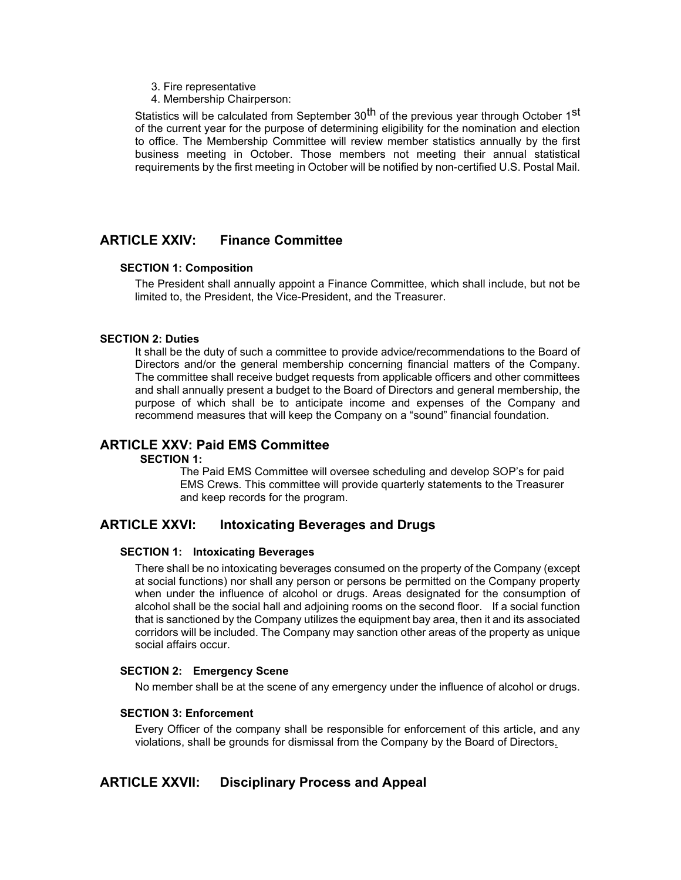3. Fire representative
4. Membership Chairperson:

Statistics will be calculated from September 30th of the previous year through October 1st of the current year for the purpose of determining eligibility for the nomination and election to office. The Membership Committee will review member statistics annually by the first business meeting in October. Those members not meeting their annual statistical requirements by the first meeting in October will be notified by non-certified U.S. Postal Mail.

## ARTICLE XXIV: Finance Committee

### SECTION 1: Composition

The President shall annually appoint a Finance Committee, which shall include, but not be limited to, the President, the Vice-President, and the Treasurer.

### SECTION 2: Duties

It shall be the duty of such a committee to provide advice/recommendations to the Board of Directors and/or the general membership concerning financial matters of the Company. The committee shall receive budget requests from applicable officers and other committees and shall annually present a budget to the Board of Directors and general membership, the purpose of which shall be to anticipate income and expenses of the Company and recommend measures that will keep the Company on a "sound" financial foundation.

## ARTICLE XXV: Paid EMS Committee

### SECTION 1:

The Paid EMS Committee will oversee scheduling and develop SOP's for paid EMS Crews. This committee will provide quarterly statements to the Treasurer and keep records for the program.

## ARTICLE XXVI: Intoxicating Beverages and Drugs

### SECTION 1: Intoxicating Beverages

There shall be no intoxicating beverages consumed on the property of the Company (except at social functions) nor shall any person or persons be permitted on the Company property when under the influence of alcohol or drugs. Areas designated for the consumption of alcohol shall be the social hall and adjoining rooms on the second floor. If a social function that is sanctioned by the Company utilizes the equipment bay area, then it and its associated corridors will be included. The Company may sanction other areas of the property as unique social affairs occur.

### SECTION 2: Emergency Scene

No member shall be at the scene of any emergency under the influence of alcohol or drugs.

### SECTION 3: Enforcement

Every Officer of the company shall be responsible for enforcement of this article, and any violations, shall be grounds for dismissal from the Company by the Board of Directors.

## ARTICLE XXVII: Disciplinary Process and Appeal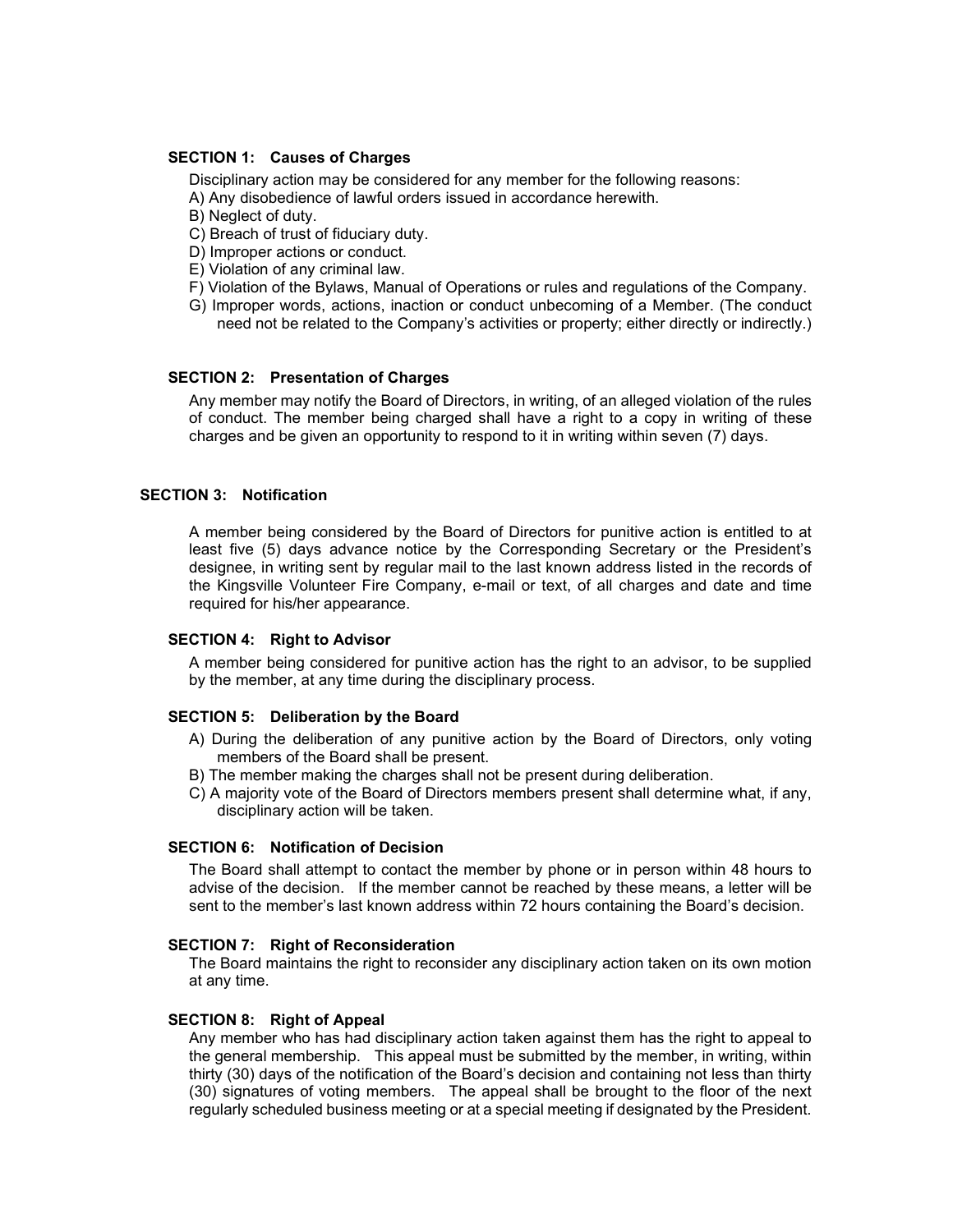### SECTION 1: Causes of Charges

Disciplinary action may be considered for any member for the following reasons:

A) Any disobedience of lawful orders issued in accordance herewith.
B) Neglect of duty.
C) Breach of trust of fiduciary duty.
D) Improper actions or conduct.
E) Violation of any criminal law.
F) Violation of the Bylaws, Manual of Operations or rules and regulations of the Company.
G) Improper words, actions, inaction or conduct unbecoming of a Member. (The conduct need not be related to the Company's activities or property; either directly or indirectly.)

### SECTION 2: Presentation of Charges

Any member may notify the Board of Directors, in writing, of an alleged violation of the rules of conduct. The member being charged shall have a right to a copy in writing of these charges and be given an opportunity to respond to it in writing within seven (7) days.

### SECTION 3: Notification

A member being considered by the Board of Directors for punitive action is entitled to at least five (5) days advance notice by the Corresponding Secretary or the President's designee, in writing sent by regular mail to the last known address listed in the records of the Kingsville Volunteer Fire Company, e-mail or text, of all charges and date and time required for his/her appearance.

### SECTION 4: Right to Advisor

A member being considered for punitive action has the right to an advisor, to be supplied by the member, at any time during the disciplinary process.

### SECTION 5: Deliberation by the Board

A) During the deliberation of any punitive action by the Board of Directors, only voting members of the Board shall be present.
B) The member making the charges shall not be present during deliberation.
C) A majority vote of the Board of Directors members present shall determine what, if any, disciplinary action will be taken.

### SECTION 6: Notification of Decision

The Board shall attempt to contact the member by phone or in person within 48 hours to advise of the decision. If the member cannot be reached by these means, a letter will be sent to the member's last known address within 72 hours containing the Board's decision.

### SECTION 7: Right of Reconsideration

The Board maintains the right to reconsider any disciplinary action taken on its own motion at any time.

### SECTION 8: Right of Appeal

Any member who has had disciplinary action taken against them has the right to appeal to the general membership. This appeal must be submitted by the member, in writing, within thirty (30) days of the notification of the Board's decision and containing not less than thirty (30) signatures of voting members. The appeal shall be brought to the floor of the next regularly scheduled business meeting or at a special meeting if designated by the President.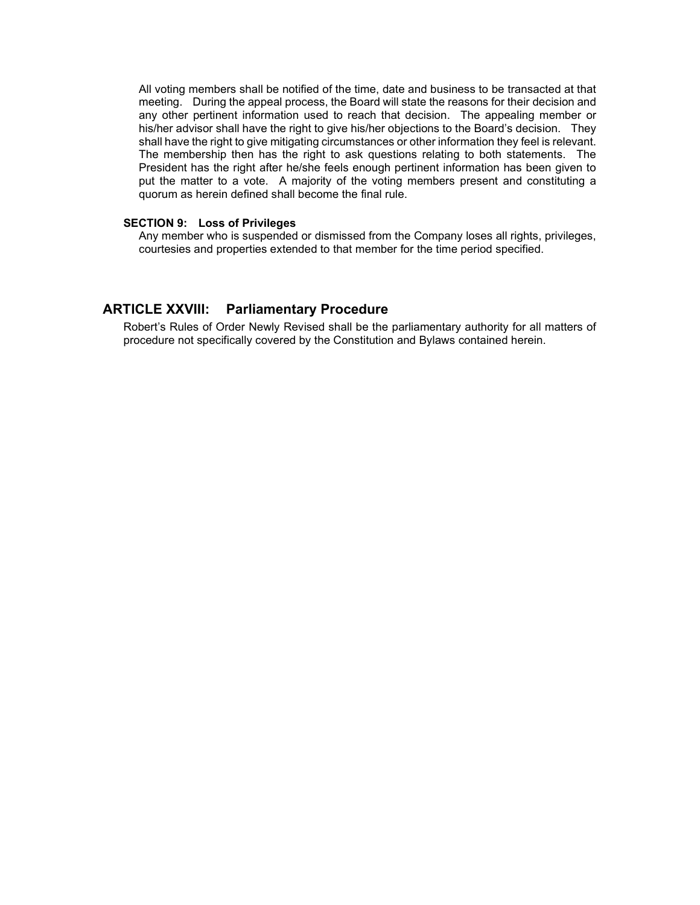All voting members shall be notified of the time, date and business to be transacted at that meeting. During the appeal process, the Board will state the reasons for their decision and any other pertinent information used to reach that decision. The appealing member or his/her advisor shall have the right to give his/her objections to the Board's decision. They shall have the right to give mitigating circumstances or other information they feel is relevant. The membership then has the right to ask questions relating to both statements. The President has the right after he/she feels enough pertinent information has been given to put the matter to a vote. A majority of the voting members present and constituting a quorum as herein defined shall become the final rule.

### SECTION 9: Loss of Privileges

Any member who is suspended or dismissed from the Company loses all rights, privileges, courtesies and properties extended to that member for the time period specified.

## ARTICLE XXVIII: Parliamentary Procedure

Robert's Rules of Order Newly Revised shall be the parliamentary authority for all matters of procedure not specifically covered by the Constitution and Bylaws contained herein.